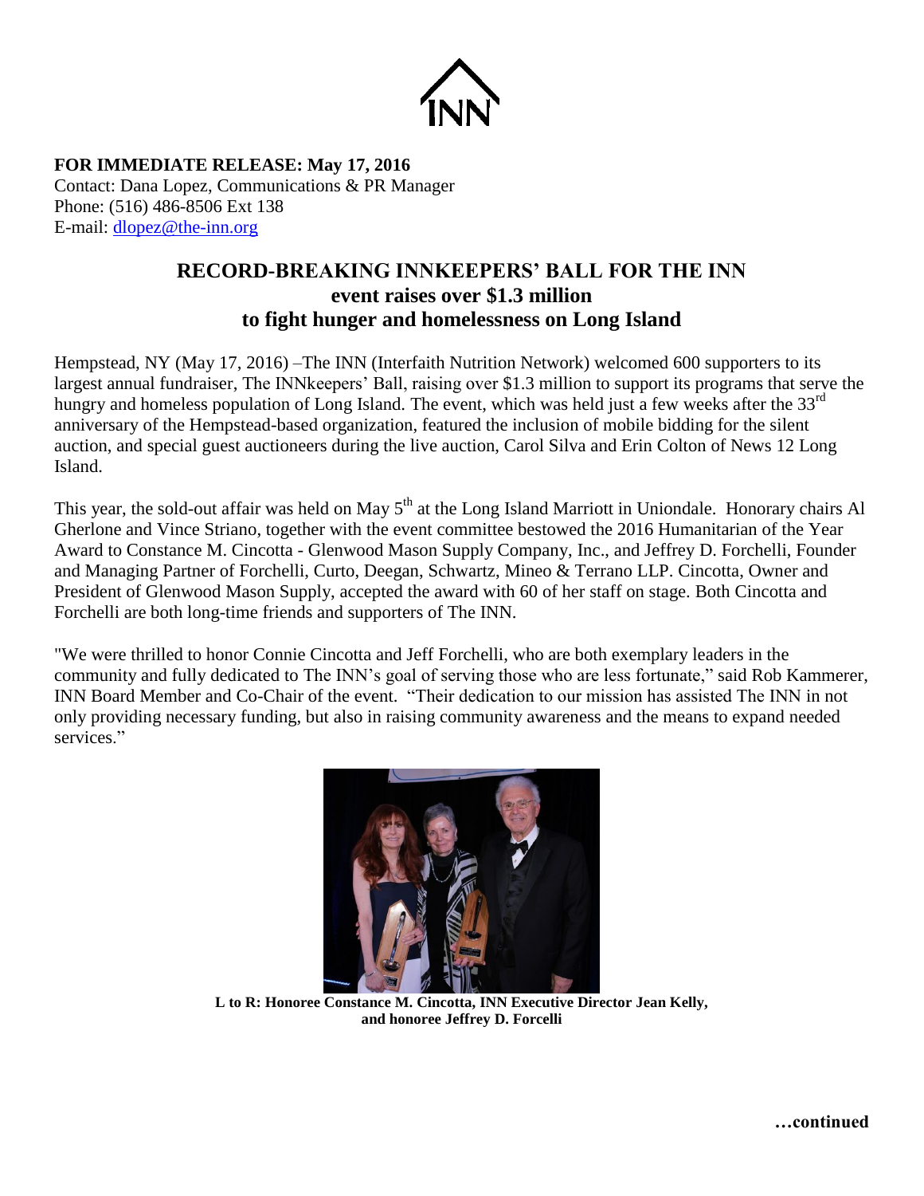INN

**FOR IMMEDIATE RELEASE: May 17, 2016**
Contact: Dana Lopez, Communications & PR Manager
Phone: (516) 486-8506 Ext 138
E-mail: dlopez@the-inn.org

# RECORD-BREAKING INNKEEPERS' BALL FOR THE INN
## event raises over $1.3 million
## to fight hunger and homelessness on Long Island

Hempstead, NY (May 17, 2016) –The INN (Interfaith Nutrition Network) welcomed 600 supporters to its largest annual fundraiser, The INNkeepers' Ball, raising over $1.3 million to support its programs that serve the hungry and homeless population of Long Island. The event, which was held just a few weeks after the 33rd anniversary of the Hempstead-based organization, featured the inclusion of mobile bidding for the silent auction, and special guest auctioneers during the live auction, Carol Silva and Erin Colton of News 12 Long Island.

This year, the sold-out affair was held on May 5th at the Long Island Marriott in Uniondale. Honorary chairs Al Gherlone and Vince Striano, together with the event committee bestowed the 2016 Humanitarian of the Year Award to Constance M. Cincotta - Glenwood Mason Supply Company, Inc., and Jeffrey D. Forchelli, Founder and Managing Partner of Forchelli, Curto, Deegan, Schwartz, Mineo & Terrano LLP. Cincotta, Owner and President of Glenwood Mason Supply, accepted the award with 60 of her staff on stage. Both Cincotta and Forchelli are both long-time friends and supporters of The INN.

"We were thrilled to honor Connie Cincotta and Jeff Forchelli, who are both exemplary leaders in the community and fully dedicated to The INN's goal of serving those who are less fortunate," said Rob Kammerer, INN Board Member and Co-Chair of the event. "Their dedication to our mission has assisted The INN in not only providing necessary funding, but also in raising community awareness and the means to expand needed services."

**L to R: Honoree Constance M. Cincotta, INN Executive Director Jean Kelly, and honoree Jeffrey D. Forcelli**

**…continued**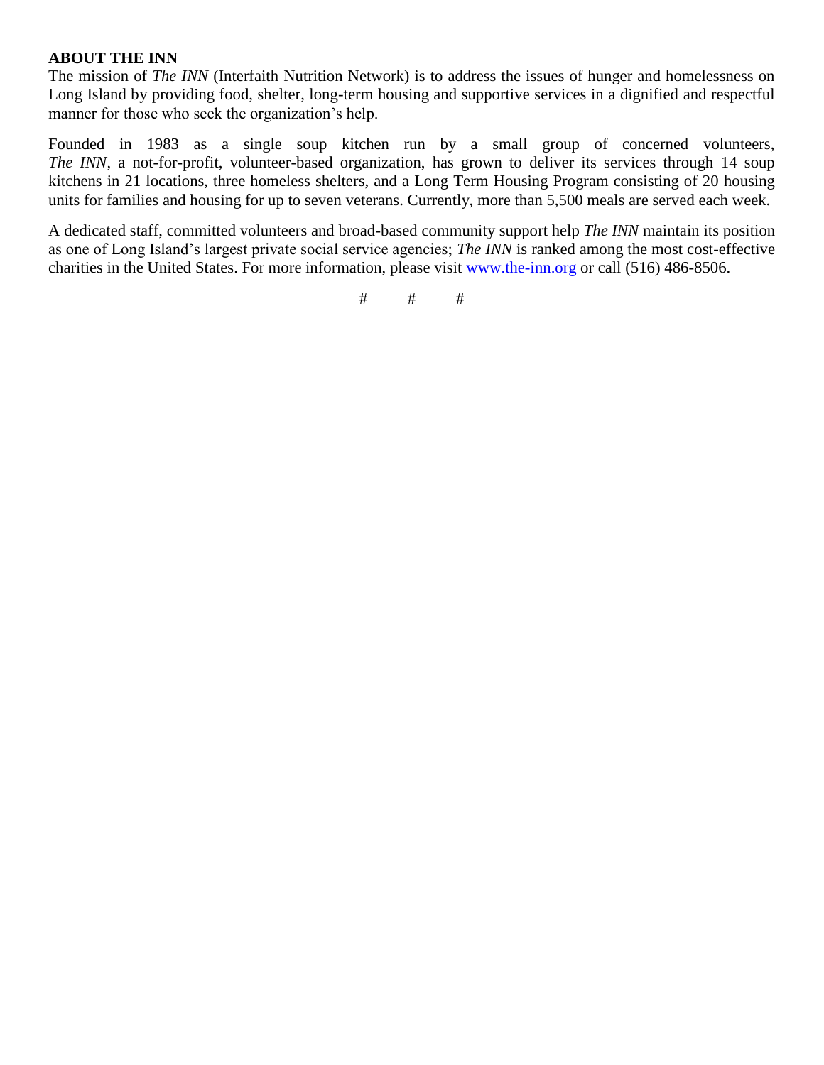**ABOUT THE INN**

The mission of *The INN* (Interfaith Nutrition Network) is to address the issues of hunger and homelessness on Long Island by providing food, shelter, long-term housing and supportive services in a dignified and respectful manner for those who seek the organization's help.

Founded in 1983 as a single soup kitchen run by a small group of concerned volunteers, *The INN*, a not-for-profit, volunteer-based organization, has grown to deliver its services through 14 soup kitchens in 21 locations, three homeless shelters, and a Long Term Housing Program consisting of 20 housing units for families and housing for up to seven veterans. Currently, more than 5,500 meals are served each week.

A dedicated staff, committed volunteers and broad-based community support help *The INN* maintain its position as one of Long Island's largest private social service agencies; *The INN* is ranked among the most cost-effective charities in the United States. For more information, please visit [www.the-inn.org](http://www.the-inn.org) or call (516) 486-8506.

# # #